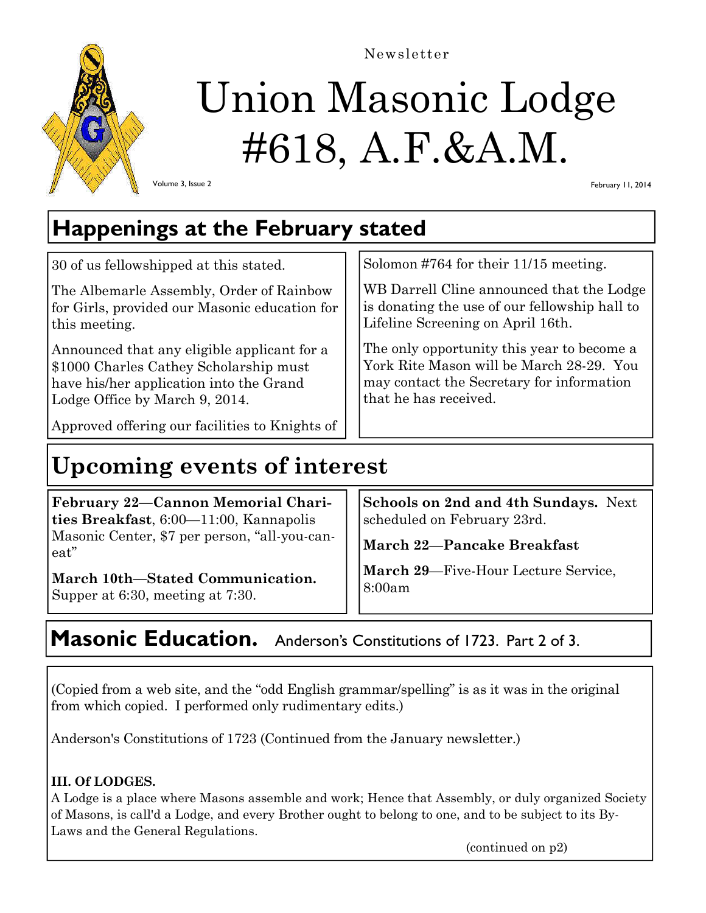Newsletter

# Union Masonic Lodge #618, A.F.&A.M.

Volume 3, Issue 2

February 11, 2014

## Happenings at the February stated

30 of us fellowshipped at this stated.

The Albemarle Assembly, Order of Rainbow for Girls, provided our Masonic education for this meeting.

Announced that any eligible applicant for a $1000 Charles Cathey Scholarship must have his/her application into the Grand Lodge Office by March 9, 2014.

Approved offering our facilities to Knights of Solomon #764 for their 11/15 meeting.

WB Darrell Cline announced that the Lodge is donating the use of our fellowship hall to Lifeline Screening on April 16th.

The only opportunity this year to become a York Rite Mason will be March 28-29. You may contact the Secretary for information that he has received.

## Upcoming events of interest

**February 22—Cannon Memorial Charities Breakfast**, 6:00—11:00, Kannapolis Masonic Center, $7 per person, "all-you-can-eat"

**March 10th—Stated Communication.** Supper at 6:30, meeting at 7:30.

**Schools on 2nd and 4th Sundays.** Next scheduled on February 23rd.

**March 22—Pancake Breakfast**

**March 29**—Five-Hour Lecture Service, 8:00am

## Masonic Education. Anderson's Constitutions of 1723. Part 2 of 3.

(Copied from a web site, and the "odd English grammar/spelling" is as it was in the original from which copied. I performed only rudimentary edits.)

Anderson's Constitutions of 1723 (Continued from the January newsletter.)

**III. Of LODGES.**
A Lodge is a place where Masons assemble and work; Hence that Assembly, or duly organized Society of Masons, is call'd a Lodge, and every Brother ought to belong to one, and to be subject to its By-Laws and the General Regulations.

(continued on p2)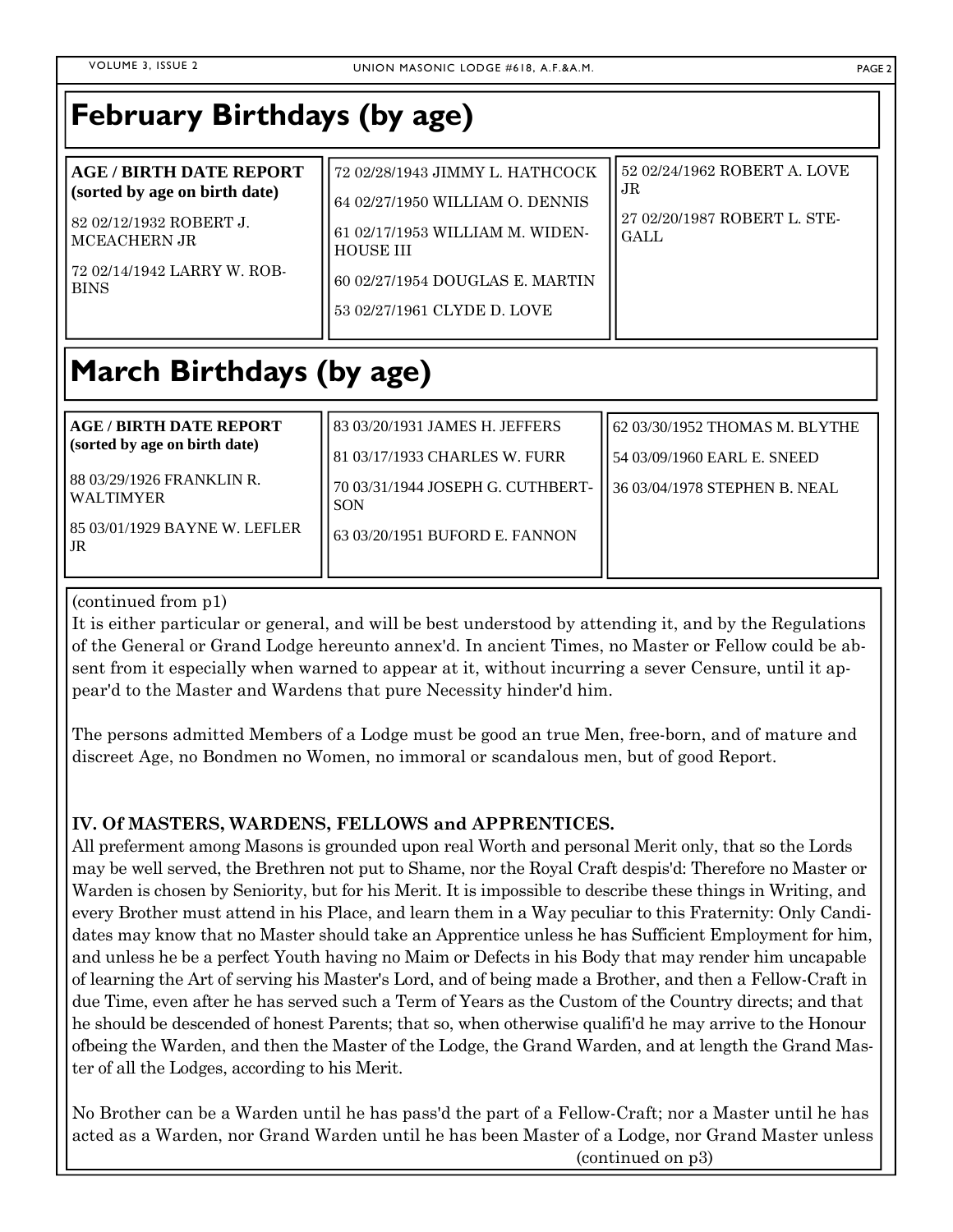# February Birthdays (by age)

**AGE / BIRTH DATE REPORT (sorted by age on birth date)**

82 02/12/1932 ROBERT J. MCEACHERN JR

72 02/14/1942 LARRY W. ROBBINS

72 02/28/1943 JIMMY L. HATHCOCK

64 02/27/1950 WILLIAM O. DENNIS

61 02/17/1953 WILLIAM M. WIDENHOUSE III

60 02/27/1954 DOUGLAS E. MARTIN

53 02/27/1961 CLYDE D. LOVE

52 02/24/1962 ROBERT A. LOVE JR

27 02/20/1987 ROBERT L. STEGALL

# March Birthdays (by age)

**AGE / BIRTH DATE REPORT (sorted by age on birth date)**

88 03/29/1926 FRANKLIN R. WALTIMYER

85 03/01/1929 BAYNE W. LEFLER JR

83 03/20/1931 JAMES H. JEFFERS

81 03/17/1933 CHARLES W. FURR

70 03/31/1944 JOSEPH G. CUTHBERTSON

63 03/20/1951 BUFORD E. FANNON

62 03/30/1952 THOMAS M. BLYTHE

54 03/09/1960 EARL E. SNEED

36 03/04/1978 STEPHEN B. NEAL

(continued from p1)

It is either particular or general, and will be best understood by attending it, and by the Regulations of the General or Grand Lodge hereunto annex'd. In ancient Times, no Master or Fellow could be absent from it especially when warned to appear at it, without incurring a sever Censure, until it appear'd to the Master and Wardens that pure Necessity hinder'd him.

The persons admitted Members of a Lodge must be good an true Men, free-born, and of mature and discreet Age, no Bondmen no Women, no immoral or scandalous men, but of good Report.

**IV. Of MASTERS, WARDENS, FELLOWS and APPRENTICES.**

All preferment among Masons is grounded upon real Worth and personal Merit only, that so the Lords may be well served, the Brethren not put to Shame, nor the Royal Craft despis'd: Therefore no Master or Warden is chosen by Seniority, but for his Merit. It is impossible to describe these things in Writing, and every Brother must attend in his Place, and learn them in a Way peculiar to this Fraternity: Only Candidates may know that no Master should take an Apprentice unless he has Sufficient Employment for him, and unless he be a perfect Youth having no Maim or Defects in his Body that may render him uncapable of learning the Art of serving his Master's Lord, and of being made a Brother, and then a Fellow-Craft in due Time, even after he has served such a Term of Years as the Custom of the Country directs; and that he should be descended of honest Parents; that so, when otherwise qualifi'd he may arrive to the Honour ofbeing the Warden, and then the Master of the Lodge, the Grand Warden, and at length the Grand Master of all the Lodges, according to his Merit.

No Brother can be a Warden until he has pass'd the part of a Fellow-Craft; nor a Master until he has acted as a Warden, nor Grand Warden until he has been Master of a Lodge, nor Grand Master unless

(continued on p3)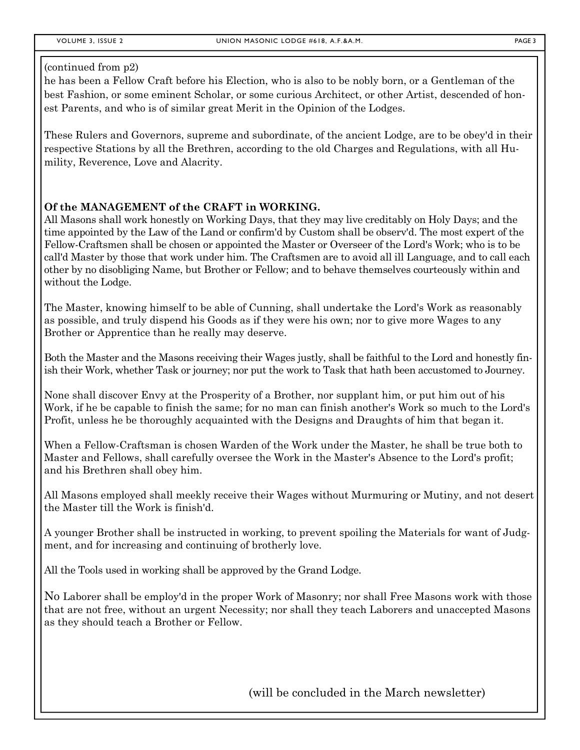(continued from p2)

he has been a Fellow Craft before his Election, who is also to be nobly born, or a Gentleman of the best Fashion, or some eminent Scholar, or some curious Architect, or other Artist, descended of honest Parents, and who is of similar great Merit in the Opinion of the Lodges.

These Rulers and Governors, supreme and subordinate, of the ancient Lodge, are to be obey'd in their respective Stations by all the Brethren, according to the old Charges and Regulations, with all Humility, Reverence, Love and Alacrity.

**Of the MANAGEMENT of the CRAFT in WORKING.**

All Masons shall work honestly on Working Days, that they may live creditably on Holy Days; and the time appointed by the Law of the Land or confirm'd by Custom shall be observ'd. The most expert of the Fellow-Craftsmen shall be chosen or appointed the Master or Overseer of the Lord's Work; who is to be call'd Master by those that work under him. The Craftsmen are to avoid all ill Language, and to call each other by no disobliging Name, but Brother or Fellow; and to behave themselves courteously within and without the Lodge.

The Master, knowing himself to be able of Cunning, shall undertake the Lord's Work as reasonably as possible, and truly dispend his Goods as if they were his own; nor to give more Wages to any Brother or Apprentice than he really may deserve.

Both the Master and the Masons receiving their Wages justly, shall be faithful to the Lord and honestly finish their Work, whether Task or journey; nor put the work to Task that hath been accustomed to Journey.

None shall discover Envy at the Prosperity of a Brother, nor supplant him, or put him out of his Work, if he be capable to finish the same; for no man can finish another's Work so much to the Lord's Profit, unless he be thoroughly acquainted with the Designs and Draughts of him that began it.

When a Fellow-Craftsman is chosen Warden of the Work under the Master, he shall be true both to Master and Fellows, shall carefully oversee the Work in the Master's Absence to the Lord's profit; and his Brethren shall obey him.

All Masons employed shall meekly receive their Wages without Murmuring or Mutiny, and not desert the Master till the Work is finish'd.

A younger Brother shall be instructed in working, to prevent spoiling the Materials for want of Judgment, and for increasing and continuing of brotherly love.

All the Tools used in working shall be approved by the Grand Lodge.

No Laborer shall be employ'd in the proper Work of Masonry; nor shall Free Masons work with those that are not free, without an urgent Necessity; nor shall they teach Laborers and unaccepted Masons as they should teach a Brother or Fellow.

(will be concluded in the March newsletter)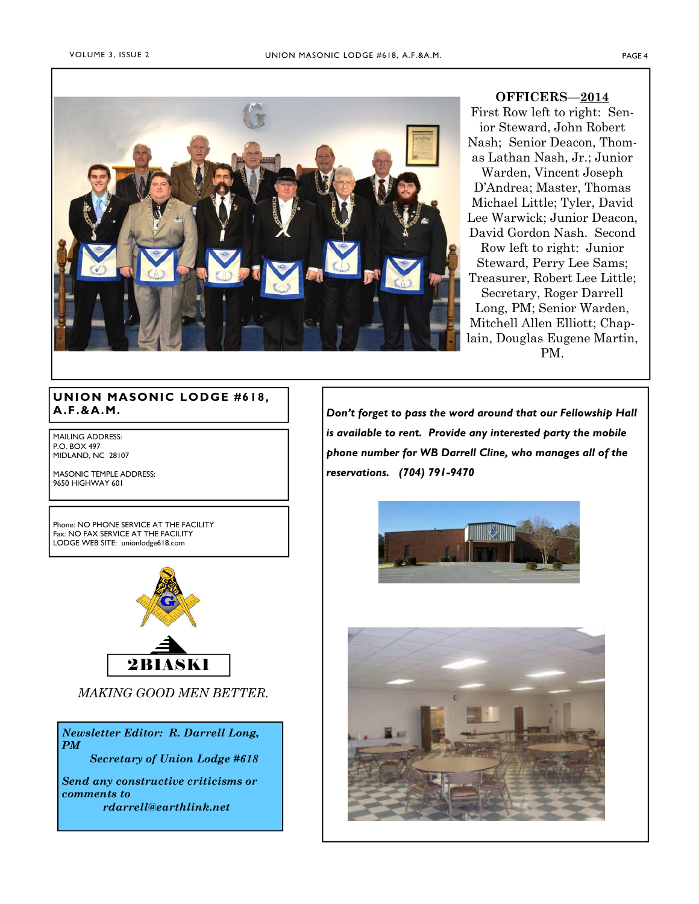## OFFICERS—2014

First Row left to right: Senior Steward, John Robert Nash; Senior Deacon, Thomas Lathan Nash, Jr.; Junior Warden, Vincent Joseph D'Andrea; Master, Thomas Michael Little; Tyler, David Lee Warwick; Junior Deacon, David Gordon Nash. Second Row left to right: Junior Steward, Perry Lee Sams; Treasurer, Robert Lee Little; Secretary, Roger Darrell Long, PM; Senior Warden, Mitchell Allen Elliott; Chaplain, Douglas Eugene Martin, PM.

### UNION MASONIC LODGE #618, A.F.&A.M.

MAILING ADDRESS:
P.O. BOX 497
MIDLAND, NC 28107

MASONIC TEMPLE ADDRESS:
9650 HIGHWAY 601

Phone: NO PHONE SERVICE AT THE FACILITY
Fax: NO FAX SERVICE AT THE FACILITY
LODGE WEB SITE: unionlodge618.com

2B1ASK1

*MAKING GOOD MEN BETTER.*

***Newsletter Editor: R. Darrell Long, PM***
***Secretary of Union Lodge #618***

***Send any constructive criticisms or comments to***
***rdarrell@earthlink.net***

***Don't forget to pass the word around that our Fellowship Hall is available to rent. Provide any interested party the mobile phone number for WB Darrell Cline, who manages all of the reservations. (704) 791-9470***